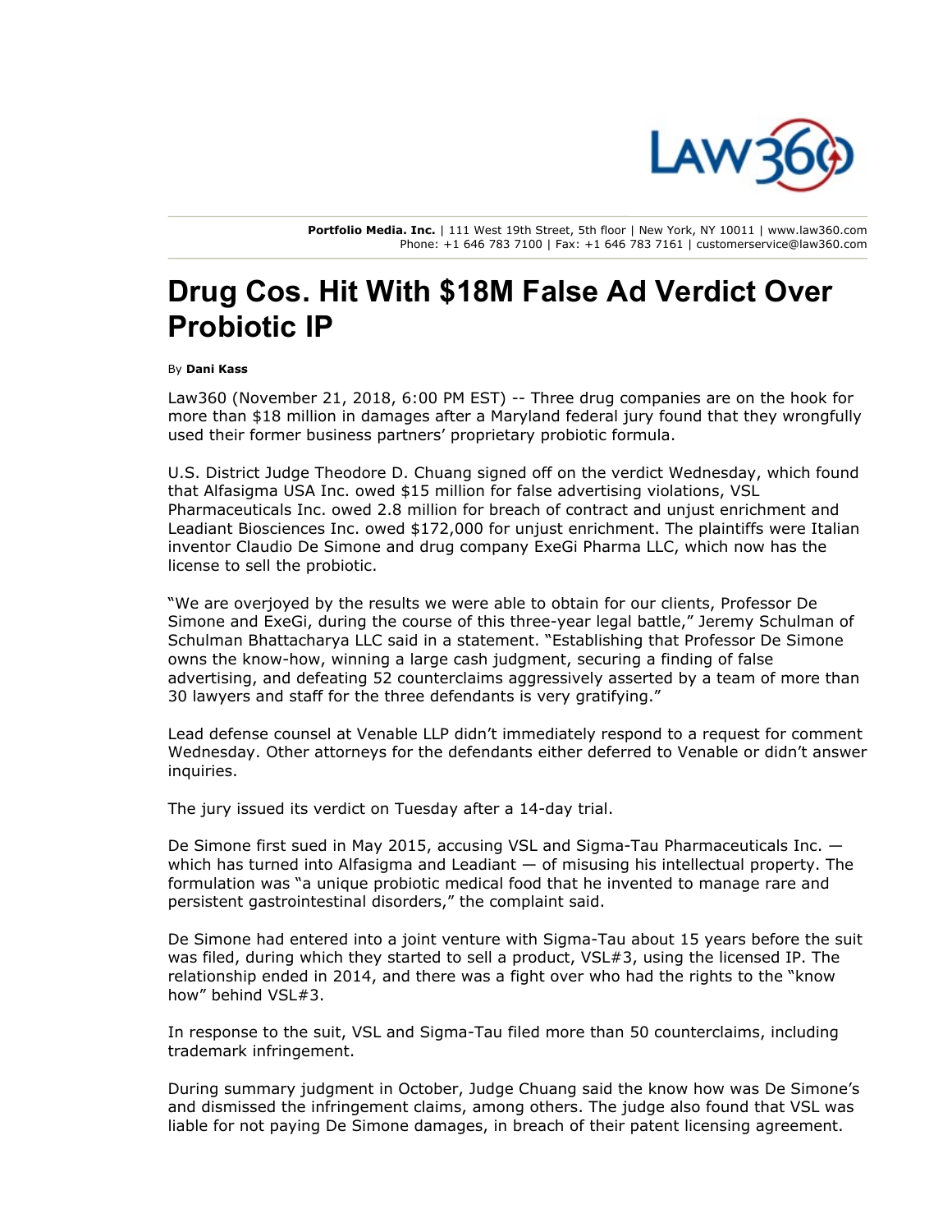Portfolio Media. Inc. | 111 West 19th Street, 5th floor | New York, NY 10011 | www.law360.com
Phone: +1 646 783 7100 | Fax: +1 646 783 7161 | customerservice@law360.com

# Drug Cos. Hit With $18M False Ad Verdict Over Probiotic IP

By **Dani Kass**

Law360 (November 21, 2018, 6:00 PM EST) -- Three drug companies are on the hook for more than $18 million in damages after a Maryland federal jury found that they wrongfully used their former business partners' proprietary probiotic formula.

U.S. District Judge Theodore D. Chuang signed off on the verdict Wednesday, which found that Alfasigma USA Inc. owed $15 million for false advertising violations, VSL Pharmaceuticals Inc. owed 2.8 million for breach of contract and unjust enrichment and Leadiant Biosciences Inc. owed $172,000 for unjust enrichment. The plaintiffs were Italian inventor Claudio De Simone and drug company ExeGi Pharma LLC, which now has the license to sell the probiotic.

"We are overjoyed by the results we were able to obtain for our clients, Professor De Simone and ExeGi, during the course of this three-year legal battle," Jeremy Schulman of Schulman Bhattacharya LLC said in a statement. "Establishing that Professor De Simone owns the know-how, winning a large cash judgment, securing a finding of false advertising, and defeating 52 counterclaims aggressively asserted by a team of more than 30 lawyers and staff for the three defendants is very gratifying."

Lead defense counsel at Venable LLP didn't immediately respond to a request for comment Wednesday. Other attorneys for the defendants either deferred to Venable or didn't answer inquiries.

The jury issued its verdict on Tuesday after a 14-day trial.

De Simone first sued in May 2015, accusing VSL and Sigma-Tau Pharmaceuticals Inc. — which has turned into Alfasigma and Leadiant — of misusing his intellectual property. The formulation was "a unique probiotic medical food that he invented to manage rare and persistent gastrointestinal disorders," the complaint said.

De Simone had entered into a joint venture with Sigma-Tau about 15 years before the suit was filed, during which they started to sell a product, VSL#3, using the licensed IP. The relationship ended in 2014, and there was a fight over who had the rights to the "know how" behind VSL#3.

In response to the suit, VSL and Sigma-Tau filed more than 50 counterclaims, including trademark infringement.

During summary judgment in October, Judge Chuang said the know how was De Simone's and dismissed the infringement claims, among others. The judge also found that VSL was liable for not paying De Simone damages, in breach of their patent licensing agreement.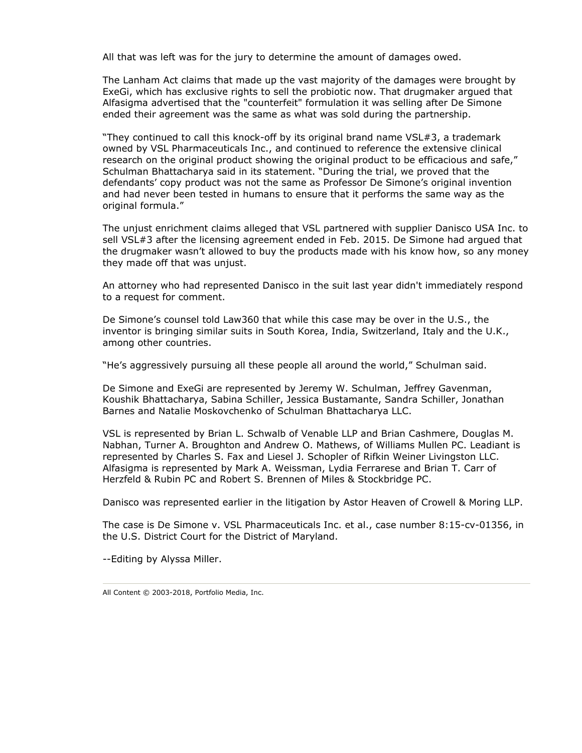All that was left was for the jury to determine the amount of damages owed.

The Lanham Act claims that made up the vast majority of the damages were brought by ExeGi, which has exclusive rights to sell the probiotic now. That drugmaker argued that Alfasigma advertised that the "counterfeit" formulation it was selling after De Simone ended their agreement was the same as what was sold during the partnership.

“They continued to call this knock-off by its original brand name VSL#3, a trademark owned by VSL Pharmaceuticals Inc., and continued to reference the extensive clinical research on the original product showing the original product to be efficacious and safe,” Schulman Bhattacharya said in its statement. “During the trial, we proved that the defendants’ copy product was not the same as Professor De Simone’s original invention and had never been tested in humans to ensure that it performs the same way as the original formula.”

The unjust enrichment claims alleged that VSL partnered with supplier Danisco USA Inc. to sell VSL#3 after the licensing agreement ended in Feb. 2015. De Simone had argued that the drugmaker wasn’t allowed to buy the products made with his know how, so any money they made off that was unjust.

An attorney who had represented Danisco in the suit last year didn't immediately respond to a request for comment.

De Simone’s counsel told Law360 that while this case may be over in the U.S., the inventor is bringing similar suits in South Korea, India, Switzerland, Italy and the U.K., among other countries.

“He’s aggressively pursuing all these people all around the world,” Schulman said.

De Simone and ExeGi are represented by Jeremy W. Schulman, Jeffrey Gavenman, Koushik Bhattacharya, Sabina Schiller, Jessica Bustamante, Sandra Schiller, Jonathan Barnes and Natalie Moskovchenko of Schulman Bhattacharya LLC.

VSL is represented by Brian L. Schwalb of Venable LLP and Brian Cashmere, Douglas M. Nabhan, Turner A. Broughton and Andrew O. Mathews, of Williams Mullen PC. Leadiant is represented by Charles S. Fax and Liesel J. Schopler of Rifkin Weiner Livingston LLC. Alfasigma is represented by Mark A. Weissman, Lydia Ferrarese and Brian T. Carr of Herzfeld & Rubin PC and Robert S. Brennen of Miles & Stockbridge PC.

Danisco was represented earlier in the litigation by Astor Heaven of Crowell & Moring LLP.

The case is De Simone v. VSL Pharmaceuticals Inc. et al., case number 8:15-cv-01356, in the U.S. District Court for the District of Maryland.

--Editing by Alyssa Miller.

All Content © 2003-2018, Portfolio Media, Inc.